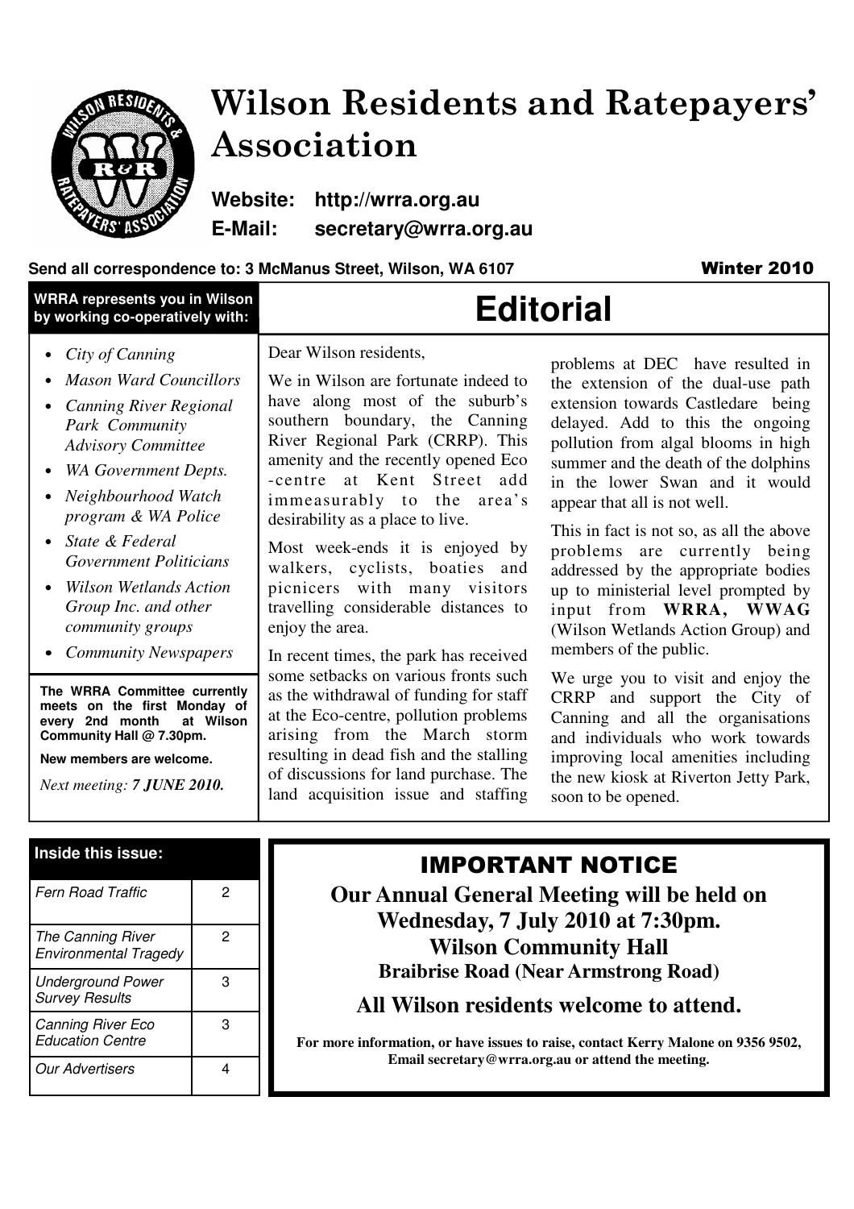# Wilson Residents and Ratepayers' Association

**Website: http://wrra.org.au**
**E-Mail: secretary@wrra.org.au**

**Send all correspondence to: 3 McManus Street, Wilson, WA 6107**

**Winter 2010**

**WRRA represents you in Wilson by working co-operatively with:**

- *City of Canning*
- *Mason Ward Councillors*
- *Canning River Regional Park Community Advisory Committee*
- *WA Government Depts.*
- *Neighbourhood Watch program & WA Police*
- *State & Federal Government Politicians*
- *Wilson Wetlands Action Group Inc. and other community groups*
- *Community Newspapers*

**The WRRA Committee currently meets on the first Monday of every 2nd month at Wilson Community Hall @ 7.30pm.**

**New members are welcome.**

*Next meeting: **7 JUNE 2010.***

## Editorial

Dear Wilson residents,

We in Wilson are fortunate indeed to have along most of the suburb's southern boundary, the Canning River Regional Park (CRRP). This amenity and the recently opened Eco-centre at Kent Street add immeasurably to the area's desirability as a place to live.

Most week-ends it is enjoyed by walkers, cyclists, boaties and picnicers with many visitors travelling considerable distances to enjoy the area.

In recent times, the park has received some setbacks on various fronts such as the withdrawal of funding for staff at the Eco-centre, pollution problems arising from the March storm resulting in dead fish and the stalling of discussions for land purchase. The land acquisition issue and staffing problems at DEC have resulted in the extension of the dual-use path extension towards Castledare being delayed. Add to this the ongoing pollution from algal blooms in high summer and the death of the dolphins in the lower Swan and it would appear that all is not well.

This in fact is not so, as all the above problems are currently being addressed by the appropriate bodies up to ministerial level prompted by input from **WRRA, WWAG** (Wilson Wetlands Action Group) and members of the public.

We urge you to visit and enjoy the CRRP and support the City of Canning and all the organisations and individuals who work towards improving local amenities including the new kiosk at Riverton Jetty Park, soon to be opened.

**Inside this issue:**

| | |
|---|---|
| *Fern Road Traffic* | 2 |
| *The Canning River Environmental Tragedy* | 2 |
| *Underground Power Survey Results* | 3 |
| *Canning River Eco Education Centre* | 3 |
| *Our Advertisers* | 4 |

## IMPORTANT NOTICE

**Our Annual General Meeting will be held on Wednesday, 7 July 2010 at 7:30pm.**
**Wilson Community Hall**
**Braibrise Road (Near Armstrong Road)**

**All Wilson residents welcome to attend.**

**For more information, or have issues to raise, contact Kerry Malone on 9356 9502, Email secretary@wrra.org.au or attend the meeting.**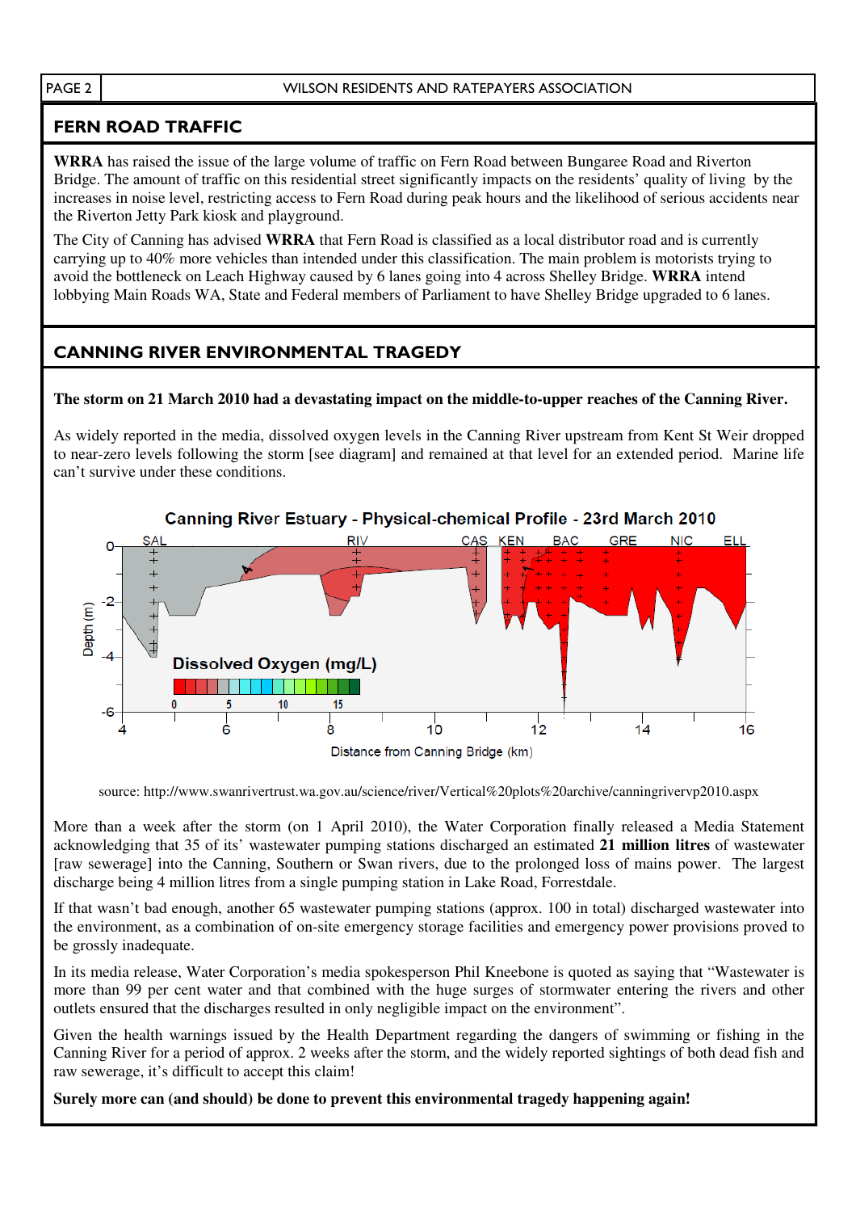## FERN ROAD TRAFFIC

**WRRA** has raised the issue of the large volume of traffic on Fern Road between Bungaree Road and Riverton Bridge. The amount of traffic on this residential street significantly impacts on the residents' quality of living by the increases in noise level, restricting access to Fern Road during peak hours and the likelihood of serious accidents near the Riverton Jetty Park kiosk and playground.

The City of Canning has advised **WRRA** that Fern Road is classified as a local distributor road and is currently carrying up to 40% more vehicles than intended under this classification. The main problem is motorists trying to avoid the bottleneck on Leach Highway caused by 6 lanes going into 4 across Shelley Bridge. **WRRA** intend lobbying Main Roads WA, State and Federal members of Parliament to have Shelley Bridge upgraded to 6 lanes.

## CANNING RIVER ENVIRONMENTAL TRAGEDY

**The storm on 21 March 2010 had a devastating impact on the middle-to-upper reaches of the Canning River.**

As widely reported in the media, dissolved oxygen levels in the Canning River upstream from Kent St Weir dropped to near-zero levels following the storm [see diagram] and remained at that level for an extended period. Marine life can't survive under these conditions.

Canning River Estuary - Physical-chemical Profile - 23rd March 2010

source: http://www.swanrivertrust.wa.gov.au/science/river/Vertical%20plots%20archive/canningrivervp2010.aspx

More than a week after the storm (on 1 April 2010), the Water Corporation finally released a Media Statement acknowledging that 35 of its' wastewater pumping stations discharged an estimated **21 million litres** of wastewater [raw sewerage] into the Canning, Southern or Swan rivers, due to the prolonged loss of mains power. The largest discharge being 4 million litres from a single pumping station in Lake Road, Forrestdale.

If that wasn't bad enough, another 65 wastewater pumping stations (approx. 100 in total) discharged wastewater into the environment, as a combination of on-site emergency storage facilities and emergency power provisions proved to be grossly inadequate.

In its media release, Water Corporation's media spokesperson Phil Kneebone is quoted as saying that "Wastewater is more than 99 per cent water and that combined with the huge surges of stormwater entering the rivers and other outlets ensured that the discharges resulted in only negligible impact on the environment".

Given the health warnings issued by the Health Department regarding the dangers of swimming or fishing in the Canning River for a period of approx. 2 weeks after the storm, and the widely reported sightings of both dead fish and raw sewerage, it's difficult to accept this claim!

**Surely more can (and should) be done to prevent this environmental tragedy happening again!**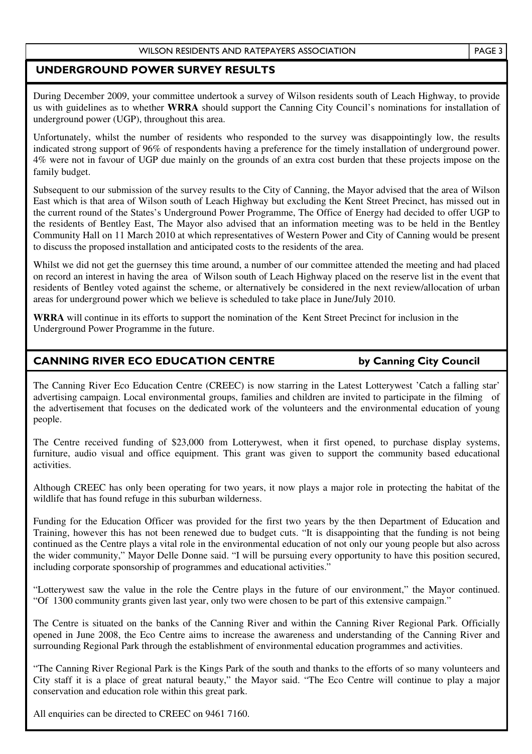## UNDERGROUND POWER SURVEY RESULTS

During December 2009, your committee undertook a survey of Wilson residents south of Leach Highway, to provide us with guidelines as to whether **WRRA** should support the Canning City Council's nominations for installation of underground power (UGP), throughout this area.

Unfortunately, whilst the number of residents who responded to the survey was disappointingly low, the results indicated strong support of 96% of respondents having a preference for the timely installation of underground power. 4% were not in favour of UGP due mainly on the grounds of an extra cost burden that these projects impose on the family budget.

Subsequent to our submission of the survey results to the City of Canning, the Mayor advised that the area of Wilson East which is that area of Wilson south of Leach Highway but excluding the Kent Street Precinct, has missed out in the current round of the States's Underground Power Programme, The Office of Energy had decided to offer UGP to the residents of Bentley East, The Mayor also advised that an information meeting was to be held in the Bentley Community Hall on 11 March 2010 at which representatives of Western Power and City of Canning would be present to discuss the proposed installation and anticipated costs to the residents of the area.

Whilst we did not get the guernsey this time around, a number of our committee attended the meeting and had placed on record an interest in having the area of Wilson south of Leach Highway placed on the reserve list in the event that residents of Bentley voted against the scheme, or alternatively be considered in the next review/allocation of urban areas for underground power which we believe is scheduled to take place in June/July 2010.

**WRRA** will continue in its efforts to support the nomination of the Kent Street Precinct for inclusion in the Underground Power Programme in the future.

## CANNING RIVER ECO EDUCATION CENTRE — by Canning City Council

The Canning River Eco Education Centre (CREEC) is now starring in the Latest Lotterywest 'Catch a falling star' advertising campaign. Local environmental groups, families and children are invited to participate in the filming of the advertisement that focuses on the dedicated work of the volunteers and the environmental education of young people.

The Centre received funding of $23,000 from Lotterywest, when it first opened, to purchase display systems, furniture, audio visual and office equipment. This grant was given to support the community based educational activities.

Although CREEC has only been operating for two years, it now plays a major role in protecting the habitat of the wildlife that has found refuge in this suburban wilderness.

Funding for the Education Officer was provided for the first two years by the then Department of Education and Training, however this has not been renewed due to budget cuts. "It is disappointing that the funding is not being continued as the Centre plays a vital role in the environmental education of not only our young people but also across the wider community," Mayor Delle Donne said. "I will be pursuing every opportunity to have this position secured, including corporate sponsorship of programmes and educational activities."

"Lotterywest saw the value in the role the Centre plays in the future of our environment," the Mayor continued. "Of 1300 community grants given last year, only two were chosen to be part of this extensive campaign."

The Centre is situated on the banks of the Canning River and within the Canning River Regional Park. Officially opened in June 2008, the Eco Centre aims to increase the awareness and understanding of the Canning River and surrounding Regional Park through the establishment of environmental education programmes and activities.

"The Canning River Regional Park is the Kings Park of the south and thanks to the efforts of so many volunteers and City staff it is a place of great natural beauty," the Mayor said. "The Eco Centre will continue to play a major conservation and education role within this great park.

All enquiries can be directed to CREEC on 9461 7160.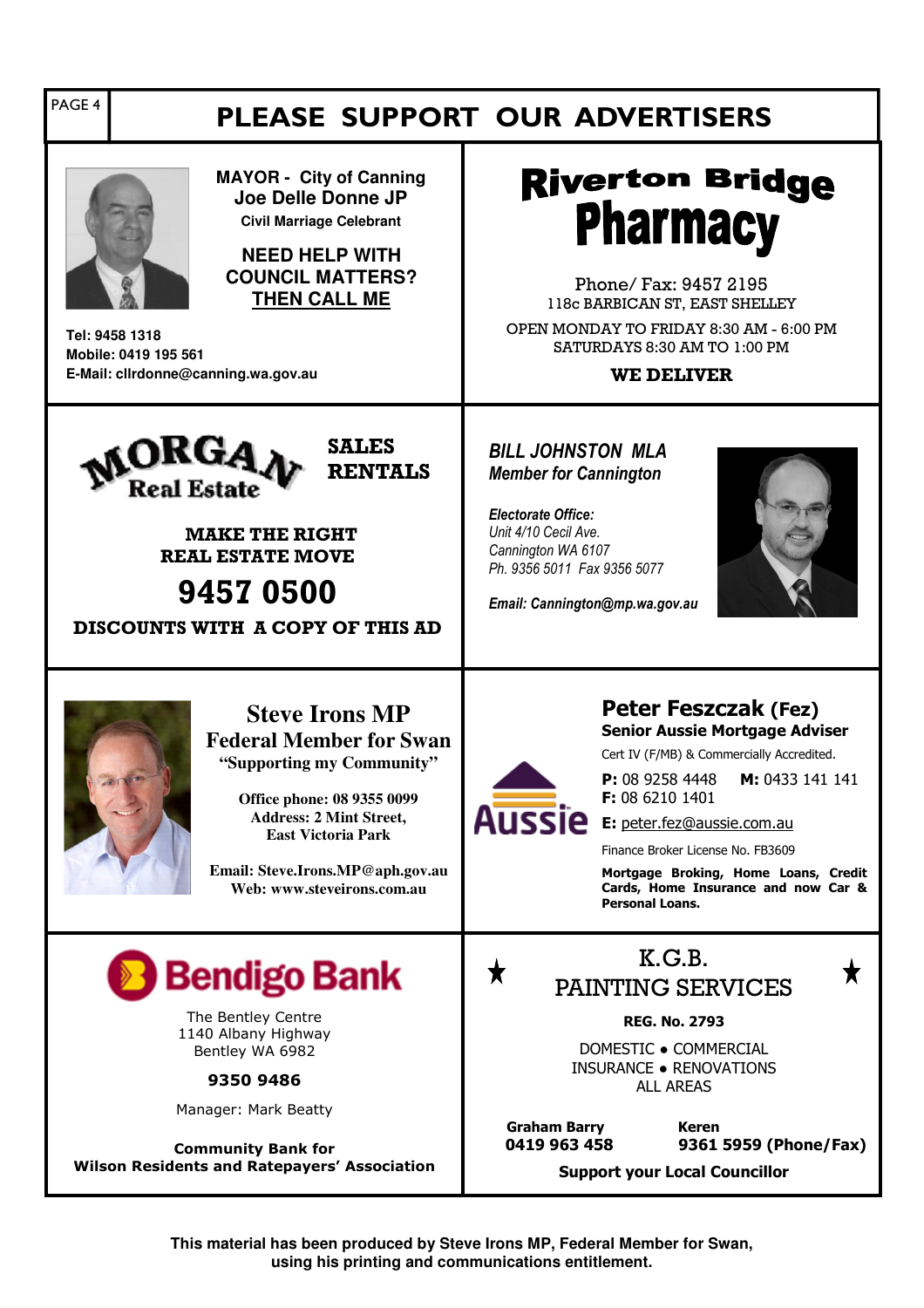## PLEASE SUPPORT OUR ADVERTISERS

**MAYOR - City of Canning**
**Joe Delle Donne JP**
**Civil Marriage Celebrant**

**NEED HELP WITH COUNCIL MATTERS?**
**THEN CALL ME**

**Tel: 9458 1318**
**Mobile: 0419 195 561**
**E-Mail: cllrdonne@canning.wa.gov.au**

---

# Riverton Bridge Pharmacy

Phone/ Fax: 9457 2195
118c BARBICAN ST, EAST SHELLEY

OPEN MONDAY TO FRIDAY 8:30 AM - 6:00 PM
SATURDAYS 8:30 AM TO 1:00 PM

**WE DELIVER**

---

**MORGAN Real Estate**

**SALES**
**RENTALS**

**MAKE THE RIGHT REAL ESTATE MOVE**

**9457 0500**

**DISCOUNTS WITH A COPY OF THIS AD**

---

***BILL JOHNSTON MLA***
***Member for Cannington***

***Electorate Office:***
*Unit 4/10 Cecil Ave.*
*Cannington WA 6107*
*Ph. 9356 5011 Fax 9356 5077*

***Email: Cannington@mp.wa.gov.au***

---

**Steve Irons MP**
**Federal Member for Swan**
**"Supporting my Community"**

**Office phone: 08 9355 0099**
**Address: 2 Mint Street, East Victoria Park**

**Email: Steve.Irons.MP@aph.gov.au**
**Web: www.steveirons.com.au**

---

**Aussie**

**Peter Feszczak (Fez)**
**Senior Aussie Mortgage Adviser**
Cert IV (F/MB) & Commercially Accredited.

**P:** 08 9258 4448 **M:** 0433 141 141
**F:** 08 6210 1401
**E:** peter.fez@aussie.com.au

Finance Broker License No. FB3609

**Mortgage Broking, Home Loans, Credit Cards, Home Insurance and now Car & Personal Loans.**

---

**Bendigo Bank**

The Bentley Centre
1140 Albany Highway
Bentley WA 6982

**9350 9486**

Manager: Mark Beatty

**Community Bank for Wilson Residents and Ratepayers' Association**

---

★ K.G.B. PAINTING SERVICES ★

**REG. No. 2793**

DOMESTIC • COMMERCIAL
INSURANCE • RENOVATIONS
ALL AREAS

**Graham Barry**
**0419 963 458**

**Keren**
**9361 5959 (Phone/Fax)**

**Support your Local Councillor**

---

**This material has been produced by Steve Irons MP, Federal Member for Swan, using his printing and communications entitlement.**